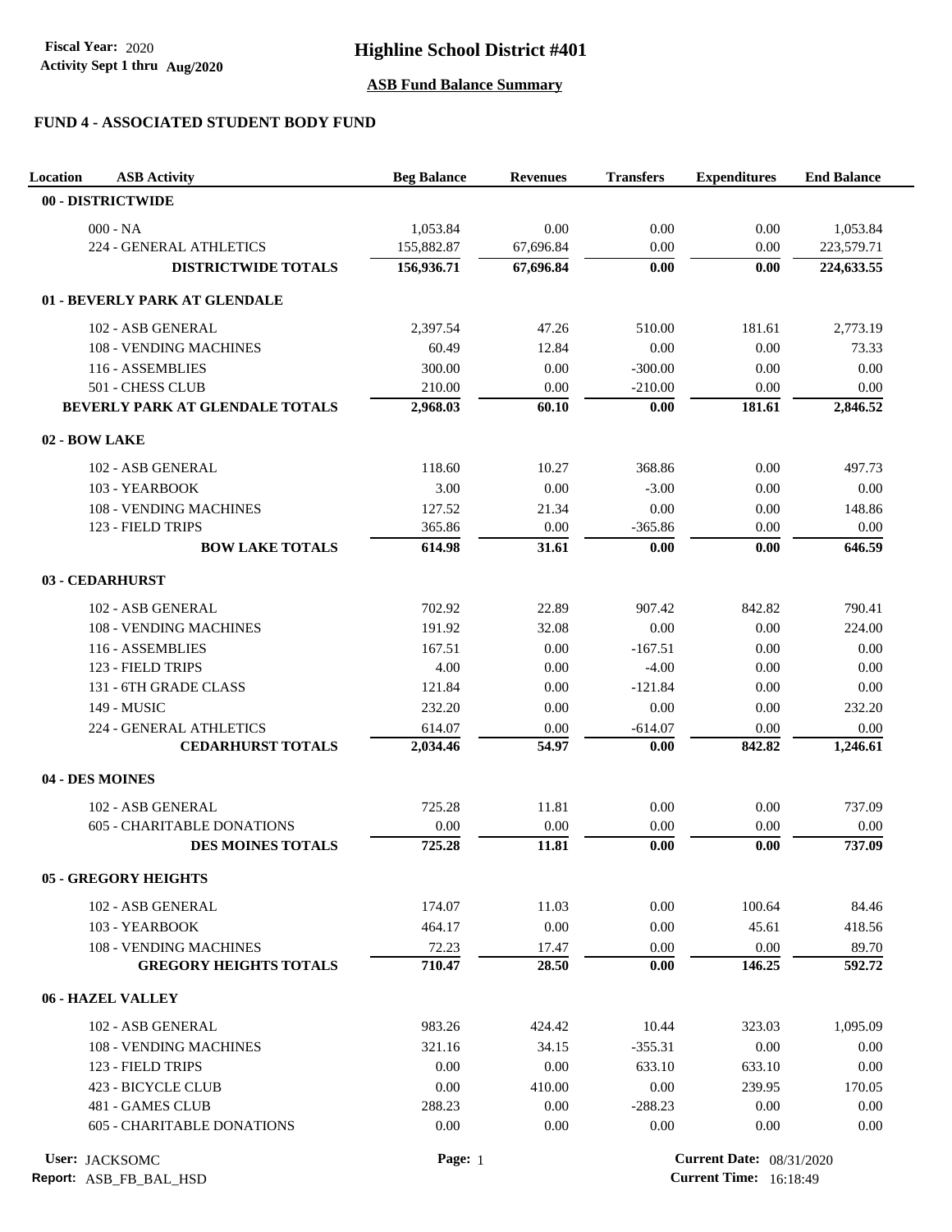Fiscal Year: 2020
Activity Sept 1 thru Aug/2020

# Highline School District #401

## ASB Fund Balance Summary

### FUND 4 - ASSOCIATED STUDENT BODY FUND

| Location | ASB Activity | Beg Balance | Revenues | Transfers | Expenditures | End Balance |
|---|---|---|---|---|---|---|
| **00 - DISTRICTWIDE** | | | | | | |
| | 000 - NA | 1,053.84 | 0.00 | 0.00 | 0.00 | 1,053.84 |
| | 224 - GENERAL ATHLETICS | 155,882.87 | 67,696.84 | 0.00 | 0.00 | 223,579.71 |
| | **DISTRICTWIDE TOTALS** | **156,936.71** | **67,696.84** | **0.00** | **0.00** | **224,633.55** |
| **01 - BEVERLY PARK AT GLENDALE** | | | | | | |
| | 102 - ASB GENERAL | 2,397.54 | 47.26 | 510.00 | 181.61 | 2,773.19 |
| | 108 - VENDING MACHINES | 60.49 | 12.84 | 0.00 | 0.00 | 73.33 |
| | 116 - ASSEMBLIES | 300.00 | 0.00 | -300.00 | 0.00 | 0.00 |
| | 501 - CHESS CLUB | 210.00 | 0.00 | -210.00 | 0.00 | 0.00 |
| | **BEVERLY PARK AT GLENDALE TOTALS** | **2,968.03** | **60.10** | **0.00** | **181.61** | **2,846.52** |
| **02 - BOW LAKE** | | | | | | |
| | 102 - ASB GENERAL | 118.60 | 10.27 | 368.86 | 0.00 | 497.73 |
| | 103 - YEARBOOK | 3.00 | 0.00 | -3.00 | 0.00 | 0.00 |
| | 108 - VENDING MACHINES | 127.52 | 21.34 | 0.00 | 0.00 | 148.86 |
| | 123 - FIELD TRIPS | 365.86 | 0.00 | -365.86 | 0.00 | 0.00 |
| | **BOW LAKE TOTALS** | **614.98** | **31.61** | **0.00** | **0.00** | **646.59** |
| **03 - CEDARHURST** | | | | | | |
| | 102 - ASB GENERAL | 702.92 | 22.89 | 907.42 | 842.82 | 790.41 |
| | 108 - VENDING MACHINES | 191.92 | 32.08 | 0.00 | 0.00 | 224.00 |
| | 116 - ASSEMBLIES | 167.51 | 0.00 | -167.51 | 0.00 | 0.00 |
| | 123 - FIELD TRIPS | 4.00 | 0.00 | -4.00 | 0.00 | 0.00 |
| | 131 - 6TH GRADE CLASS | 121.84 | 0.00 | -121.84 | 0.00 | 0.00 |
| | 149 - MUSIC | 232.20 | 0.00 | 0.00 | 0.00 | 232.20 |
| | 224 - GENERAL ATHLETICS | 614.07 | 0.00 | -614.07 | 0.00 | 0.00 |
| | **CEDARHURST TOTALS** | **2,034.46** | **54.97** | **0.00** | **842.82** | **1,246.61** |
| **04 - DES MOINES** | | | | | | |
| | 102 - ASB GENERAL | 725.28 | 11.81 | 0.00 | 0.00 | 737.09 |
| | 605 - CHARITABLE DONATIONS | 0.00 | 0.00 | 0.00 | 0.00 | 0.00 |
| | **DES MOINES TOTALS** | **725.28** | **11.81** | **0.00** | **0.00** | **737.09** |
| **05 - GREGORY HEIGHTS** | | | | | | |
| | 102 - ASB GENERAL | 174.07 | 11.03 | 0.00 | 100.64 | 84.46 |
| | 103 - YEARBOOK | 464.17 | 0.00 | 0.00 | 45.61 | 418.56 |
| | 108 - VENDING MACHINES | 72.23 | 17.47 | 0.00 | 0.00 | 89.70 |
| | **GREGORY HEIGHTS TOTALS** | **710.47** | **28.50** | **0.00** | **146.25** | **592.72** |
| **06 - HAZEL VALLEY** | | | | | | |
| | 102 - ASB GENERAL | 983.26 | 424.42 | 10.44 | 323.03 | 1,095.09 |
| | 108 - VENDING MACHINES | 321.16 | 34.15 | -355.31 | 0.00 | 0.00 |
| | 123 - FIELD TRIPS | 0.00 | 0.00 | 633.10 | 633.10 | 0.00 |
| | 423 - BICYCLE CLUB | 0.00 | 410.00 | 0.00 | 239.95 | 170.05 |
| | 481 - GAMES CLUB | 288.23 | 0.00 | -288.23 | 0.00 | 0.00 |
| | 605 - CHARITABLE DONATIONS | 0.00 | 0.00 | 0.00 | 0.00 | 0.00 |

User: JACKSOMC
Report: ASB_FB_BAL_HSD
Current Date: 08/31/2020
Current Time: 16:18:49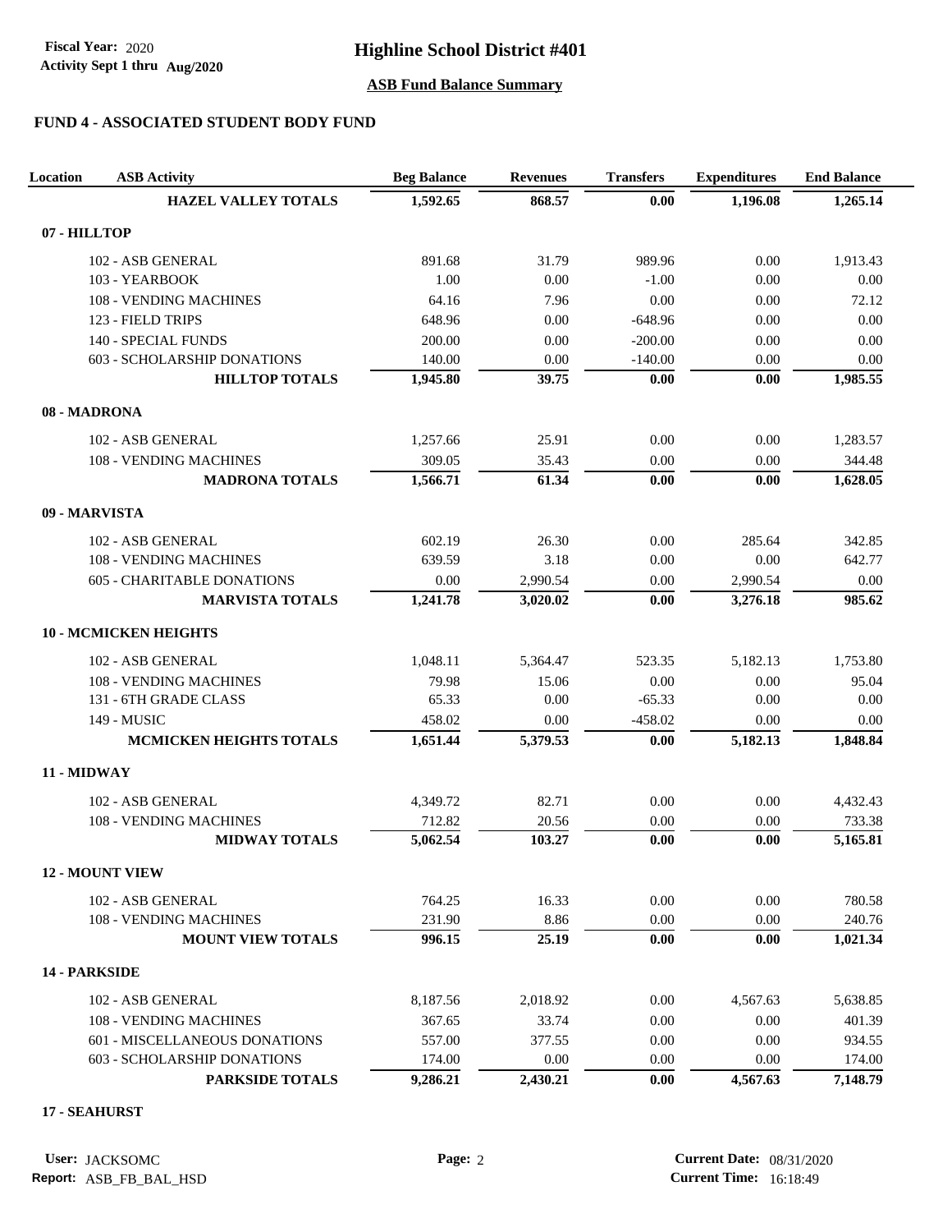**FUND 4 - ASSOCIATED STUDENT BODY FUND**

| Location | ASB Activity | Beg Balance | Revenues | Transfers | Expenditures | End Balance |
|---|---|---|---|---|---|---|
| | **HAZEL VALLEY TOTALS** | **1,592.65** | **868.57** | **0.00** | **1,196.08** | **1,265.14** |
| **07 - HILLTOP** | | | | | | |
| | 102 - ASB GENERAL | 891.68 | 31.79 | 989.96 | 0.00 | 1,913.43 |
| | 103 - YEARBOOK | 1.00 | 0.00 | -1.00 | 0.00 | 0.00 |
| | 108 - VENDING MACHINES | 64.16 | 7.96 | 0.00 | 0.00 | 72.12 |
| | 123 - FIELD TRIPS | 648.96 | 0.00 | -648.96 | 0.00 | 0.00 |
| | 140 - SPECIAL FUNDS | 200.00 | 0.00 | -200.00 | 0.00 | 0.00 |
| | 603 - SCHOLARSHIP DONATIONS | 140.00 | 0.00 | -140.00 | 0.00 | 0.00 |
| | **HILLTOP TOTALS** | **1,945.80** | **39.75** | **0.00** | **0.00** | **1,985.55** |
| **08 - MADRONA** | | | | | | |
| | 102 - ASB GENERAL | 1,257.66 | 25.91 | 0.00 | 0.00 | 1,283.57 |
| | 108 - VENDING MACHINES | 309.05 | 35.43 | 0.00 | 0.00 | 344.48 |
| | **MADRONA TOTALS** | **1,566.71** | **61.34** | **0.00** | **0.00** | **1,628.05** |
| **09 - MARVISTA** | | | | | | |
| | 102 - ASB GENERAL | 602.19 | 26.30 | 0.00 | 285.64 | 342.85 |
| | 108 - VENDING MACHINES | 639.59 | 3.18 | 0.00 | 0.00 | 642.77 |
| | 605 - CHARITABLE DONATIONS | 0.00 | 2,990.54 | 0.00 | 2,990.54 | 0.00 |
| | **MARVISTA TOTALS** | **1,241.78** | **3,020.02** | **0.00** | **3,276.18** | **985.62** |
| **10 - MCMICKEN HEIGHTS** | | | | | | |
| | 102 - ASB GENERAL | 1,048.11 | 5,364.47 | 523.35 | 5,182.13 | 1,753.80 |
| | 108 - VENDING MACHINES | 79.98 | 15.06 | 0.00 | 0.00 | 95.04 |
| | 131 - 6TH GRADE CLASS | 65.33 | 0.00 | -65.33 | 0.00 | 0.00 |
| | 149 - MUSIC | 458.02 | 0.00 | -458.02 | 0.00 | 0.00 |
| | **MCMICKEN HEIGHTS TOTALS** | **1,651.44** | **5,379.53** | **0.00** | **5,182.13** | **1,848.84** |
| **11 - MIDWAY** | | | | | | |
| | 102 - ASB GENERAL | 4,349.72 | 82.71 | 0.00 | 0.00 | 4,432.43 |
| | 108 - VENDING MACHINES | 712.82 | 20.56 | 0.00 | 0.00 | 733.38 |
| | **MIDWAY TOTALS** | **5,062.54** | **103.27** | **0.00** | **0.00** | **5,165.81** |
| **12 - MOUNT VIEW** | | | | | | |
| | 102 - ASB GENERAL | 764.25 | 16.33 | 0.00 | 0.00 | 780.58 |
| | 108 - VENDING MACHINES | 231.90 | 8.86 | 0.00 | 0.00 | 240.76 |
| | **MOUNT VIEW TOTALS** | **996.15** | **25.19** | **0.00** | **0.00** | **1,021.34** |
| **14 - PARKSIDE** | | | | | | |
| | 102 - ASB GENERAL | 8,187.56 | 2,018.92 | 0.00 | 4,567.63 | 5,638.85 |
| | 108 - VENDING MACHINES | 367.65 | 33.74 | 0.00 | 0.00 | 401.39 |
| | 601 - MISCELLANEOUS DONATIONS | 557.00 | 377.55 | 0.00 | 0.00 | 934.55 |
| | 603 - SCHOLARSHIP DONATIONS | 174.00 | 0.00 | 0.00 | 0.00 | 174.00 |
| | **PARKSIDE TOTALS** | **9,286.21** | **2,430.21** | **0.00** | **4,567.63** | **7,148.79** |
| **17 - SEAHURST** | | | | | | |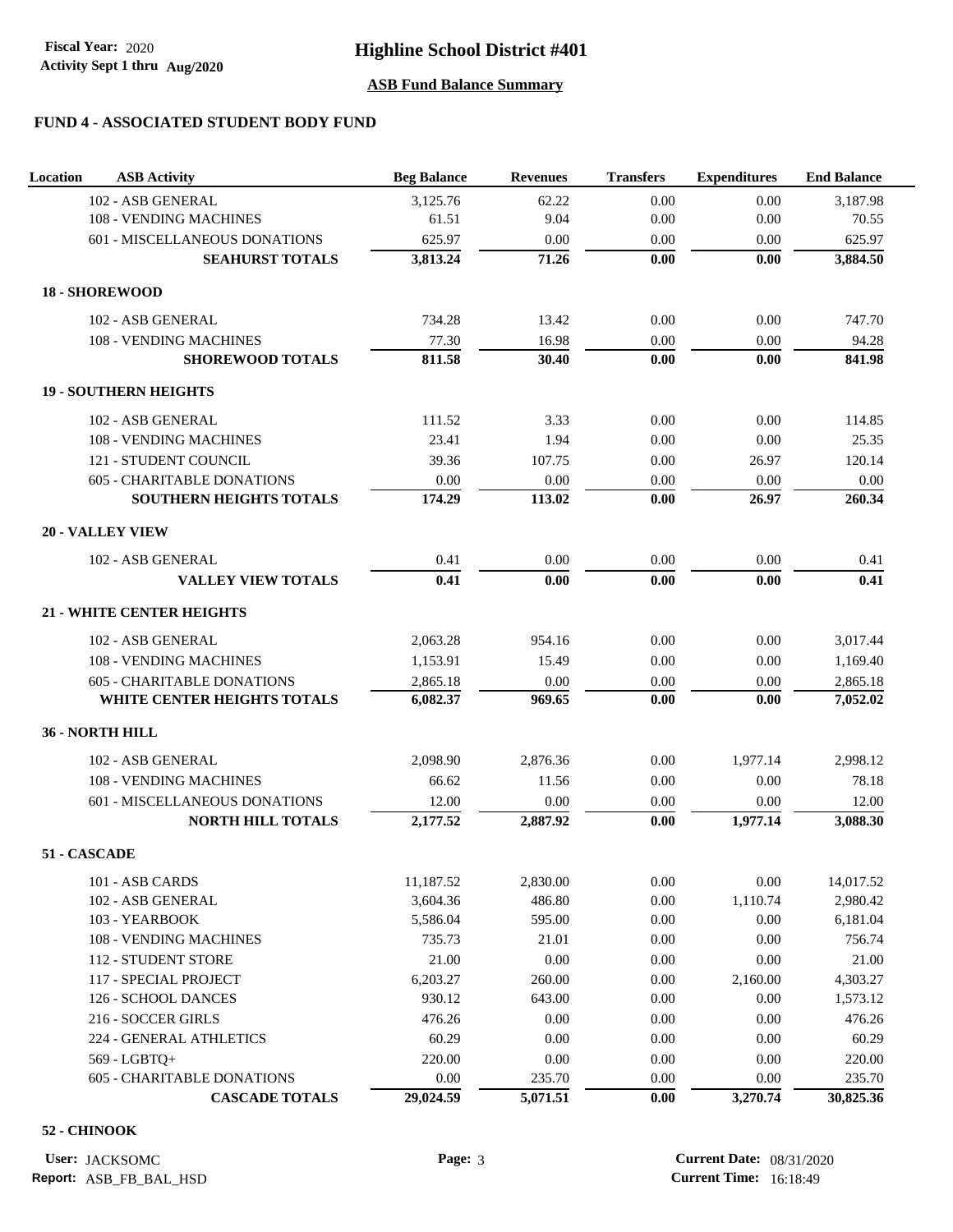# Highline School District #401

**Fiscal Year:** 2020
**Activity Sept 1 thru Aug/2020**

## ASB Fund Balance Summary

### FUND 4 - ASSOCIATED STUDENT BODY FUND

| Location | ASB Activity | Beg Balance | Revenues | Transfers | Expenditures | End Balance |
|---|---|---|---|---|---|---|
| | 102 - ASB GENERAL | 3,125.76 | 62.22 | 0.00 | 0.00 | 3,187.98 |
| | 108 - VENDING MACHINES | 61.51 | 9.04 | 0.00 | 0.00 | 70.55 |
| | 601 - MISCELLANEOUS DONATIONS | 625.97 | 0.00 | 0.00 | 0.00 | 625.97 |
| | **SEAHURST TOTALS** | **3,813.24** | **71.26** | **0.00** | **0.00** | **3,884.50** |
| **18 - SHOREWOOD** | | | | | | |
| | 102 - ASB GENERAL | 734.28 | 13.42 | 0.00 | 0.00 | 747.70 |
| | 108 - VENDING MACHINES | 77.30 | 16.98 | 0.00 | 0.00 | 94.28 |
| | **SHOREWOOD TOTALS** | **811.58** | **30.40** | **0.00** | **0.00** | **841.98** |
| **19 - SOUTHERN HEIGHTS** | | | | | | |
| | 102 - ASB GENERAL | 111.52 | 3.33 | 0.00 | 0.00 | 114.85 |
| | 108 - VENDING MACHINES | 23.41 | 1.94 | 0.00 | 0.00 | 25.35 |
| | 121 - STUDENT COUNCIL | 39.36 | 107.75 | 0.00 | 26.97 | 120.14 |
| | 605 - CHARITABLE DONATIONS | 0.00 | 0.00 | 0.00 | 0.00 | 0.00 |
| | **SOUTHERN HEIGHTS TOTALS** | **174.29** | **113.02** | **0.00** | **26.97** | **260.34** |
| **20 - VALLEY VIEW** | | | | | | |
| | 102 - ASB GENERAL | 0.41 | 0.00 | 0.00 | 0.00 | 0.41 |
| | **VALLEY VIEW TOTALS** | **0.41** | **0.00** | **0.00** | **0.00** | **0.41** |
| **21 - WHITE CENTER HEIGHTS** | | | | | | |
| | 102 - ASB GENERAL | 2,063.28 | 954.16 | 0.00 | 0.00 | 3,017.44 |
| | 108 - VENDING MACHINES | 1,153.91 | 15.49 | 0.00 | 0.00 | 1,169.40 |
| | 605 - CHARITABLE DONATIONS | 2,865.18 | 0.00 | 0.00 | 0.00 | 2,865.18 |
| | **WHITE CENTER HEIGHTS TOTALS** | **6,082.37** | **969.65** | **0.00** | **0.00** | **7,052.02** |
| **36 - NORTH HILL** | | | | | | |
| | 102 - ASB GENERAL | 2,098.90 | 2,876.36 | 0.00 | 1,977.14 | 2,998.12 |
| | 108 - VENDING MACHINES | 66.62 | 11.56 | 0.00 | 0.00 | 78.18 |
| | 601 - MISCELLANEOUS DONATIONS | 12.00 | 0.00 | 0.00 | 0.00 | 12.00 |
| | **NORTH HILL TOTALS** | **2,177.52** | **2,887.92** | **0.00** | **1,977.14** | **3,088.30** |
| **51 - CASCADE** | | | | | | |
| | 101 - ASB CARDS | 11,187.52 | 2,830.00 | 0.00 | 0.00 | 14,017.52 |
| | 102 - ASB GENERAL | 3,604.36 | 486.80 | 0.00 | 1,110.74 | 2,980.42 |
| | 103 - YEARBOOK | 5,586.04 | 595.00 | 0.00 | 0.00 | 6,181.04 |
| | 108 - VENDING MACHINES | 735.73 | 21.01 | 0.00 | 0.00 | 756.74 |
| | 112 - STUDENT STORE | 21.00 | 0.00 | 0.00 | 0.00 | 21.00 |
| | 117 - SPECIAL PROJECT | 6,203.27 | 260.00 | 0.00 | 2,160.00 | 4,303.27 |
| | 126 - SCHOOL DANCES | 930.12 | 643.00 | 0.00 | 0.00 | 1,573.12 |
| | 216 - SOCCER GIRLS | 476.26 | 0.00 | 0.00 | 0.00 | 476.26 |
| | 224 - GENERAL ATHLETICS | 60.29 | 0.00 | 0.00 | 0.00 | 60.29 |
| | 569 - LGBTQ+ | 220.00 | 0.00 | 0.00 | 0.00 | 220.00 |
| | 605 - CHARITABLE DONATIONS | 0.00 | 235.70 | 0.00 | 0.00 | 235.70 |
| | **CASCADE TOTALS** | **29,024.59** | **5,071.51** | **0.00** | **3,270.74** | **30,825.36** |
| **52 - CHINOOK** | | | | | | |

User: JACKSOMC
Report: ASB_FB_BAL_HSD
Current Date: 08/31/2020
Current Time: 16:18:49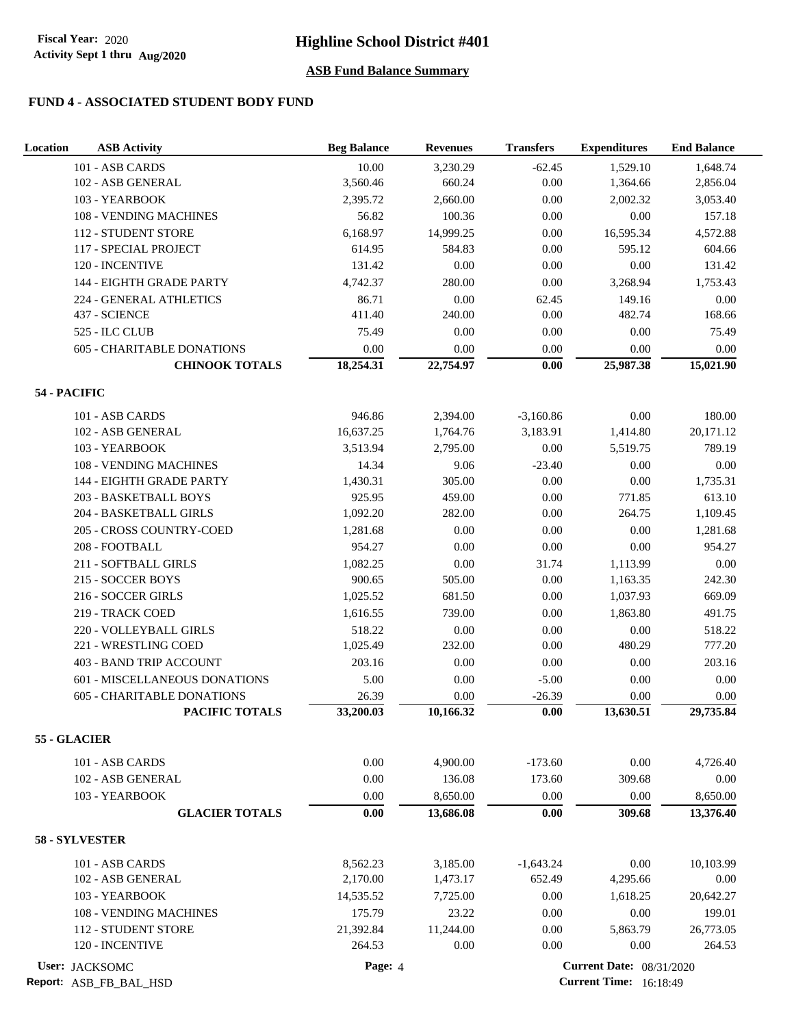# Highline School District #401

**Fiscal Year:** 2020
**Activity Sept 1 thru Aug/2020**

## ASB Fund Balance Summary

### FUND 4 - ASSOCIATED STUDENT BODY FUND

| Location | ASB Activity | Beg Balance | Revenues | Transfers | Expenditures | End Balance |
|---|---|---|---|---|---|---|
| | 101 - ASB CARDS | 10.00 | 3,230.29 | -62.45 | 1,529.10 | 1,648.74 |
| | 102 - ASB GENERAL | 3,560.46 | 660.24 | 0.00 | 1,364.66 | 2,856.04 |
| | 103 - YEARBOOK | 2,395.72 | 2,660.00 | 0.00 | 2,002.32 | 3,053.40 |
| | 108 - VENDING MACHINES | 56.82 | 100.36 | 0.00 | 0.00 | 157.18 |
| | 112 - STUDENT STORE | 6,168.97 | 14,999.25 | 0.00 | 16,595.34 | 4,572.88 |
| | 117 - SPECIAL PROJECT | 614.95 | 584.83 | 0.00 | 595.12 | 604.66 |
| | 120 - INCENTIVE | 131.42 | 0.00 | 0.00 | 0.00 | 131.42 |
| | 144 - EIGHTH GRADE PARTY | 4,742.37 | 280.00 | 0.00 | 3,268.94 | 1,753.43 |
| | 224 - GENERAL ATHLETICS | 86.71 | 0.00 | 62.45 | 149.16 | 0.00 |
| | 437 - SCIENCE | 411.40 | 240.00 | 0.00 | 482.74 | 168.66 |
| | 525 - ILC CLUB | 75.49 | 0.00 | 0.00 | 0.00 | 75.49 |
| | 605 - CHARITABLE DONATIONS | 0.00 | 0.00 | 0.00 | 0.00 | 0.00 |
| | **CHINOOK TOTALS** | **18,254.31** | **22,754.97** | **0.00** | **25,987.38** | **15,021.90** |
| **54 - PACIFIC** | | | | | | |
| | 101 - ASB CARDS | 946.86 | 2,394.00 | -3,160.86 | 0.00 | 180.00 |
| | 102 - ASB GENERAL | 16,637.25 | 1,764.76 | 3,183.91 | 1,414.80 | 20,171.12 |
| | 103 - YEARBOOK | 3,513.94 | 2,795.00 | 0.00 | 5,519.75 | 789.19 |
| | 108 - VENDING MACHINES | 14.34 | 9.06 | -23.40 | 0.00 | 0.00 |
| | 144 - EIGHTH GRADE PARTY | 1,430.31 | 305.00 | 0.00 | 0.00 | 1,735.31 |
| | 203 - BASKETBALL BOYS | 925.95 | 459.00 | 0.00 | 771.85 | 613.10 |
| | 204 - BASKETBALL GIRLS | 1,092.20 | 282.00 | 0.00 | 264.75 | 1,109.45 |
| | 205 - CROSS COUNTRY-COED | 1,281.68 | 0.00 | 0.00 | 0.00 | 1,281.68 |
| | 208 - FOOTBALL | 954.27 | 0.00 | 0.00 | 0.00 | 954.27 |
| | 211 - SOFTBALL GIRLS | 1,082.25 | 0.00 | 31.74 | 1,113.99 | 0.00 |
| | 215 - SOCCER BOYS | 900.65 | 505.00 | 0.00 | 1,163.35 | 242.30 |
| | 216 - SOCCER GIRLS | 1,025.52 | 681.50 | 0.00 | 1,037.93 | 669.09 |
| | 219 - TRACK COED | 1,616.55 | 739.00 | 0.00 | 1,863.80 | 491.75 |
| | 220 - VOLLEYBALL GIRLS | 518.22 | 0.00 | 0.00 | 0.00 | 518.22 |
| | 221 - WRESTLING COED | 1,025.49 | 232.00 | 0.00 | 480.29 | 777.20 |
| | 403 - BAND TRIP ACCOUNT | 203.16 | 0.00 | 0.00 | 0.00 | 203.16 |
| | 601 - MISCELLANEOUS DONATIONS | 5.00 | 0.00 | -5.00 | 0.00 | 0.00 |
| | 605 - CHARITABLE DONATIONS | 26.39 | 0.00 | -26.39 | 0.00 | 0.00 |
| | **PACIFIC TOTALS** | **33,200.03** | **10,166.32** | **0.00** | **13,630.51** | **29,735.84** |
| **55 - GLACIER** | | | | | | |
| | 101 - ASB CARDS | 0.00 | 4,900.00 | -173.60 | 0.00 | 4,726.40 |
| | 102 - ASB GENERAL | 0.00 | 136.08 | 173.60 | 309.68 | 0.00 |
| | 103 - YEARBOOK | 0.00 | 8,650.00 | 0.00 | 0.00 | 8,650.00 |
| | **GLACIER TOTALS** | **0.00** | **13,686.08** | **0.00** | **309.68** | **13,376.40** |
| **58 - SYLVESTER** | | | | | | |
| | 101 - ASB CARDS | 8,562.23 | 3,185.00 | -1,643.24 | 0.00 | 10,103.99 |
| | 102 - ASB GENERAL | 2,170.00 | 1,473.17 | 652.49 | 4,295.66 | 0.00 |
| | 103 - YEARBOOK | 14,535.52 | 7,725.00 | 0.00 | 1,618.25 | 20,642.27 |
| | 108 - VENDING MACHINES | 175.79 | 23.22 | 0.00 | 0.00 | 199.01 |
| | 112 - STUDENT STORE | 21,392.84 | 11,244.00 | 0.00 | 5,863.79 | 26,773.05 |
| | 120 - INCENTIVE | 264.53 | 0.00 | 0.00 | 0.00 | 264.53 |

User: JACKSOMC
Report: ASB_FB_BAL_HSD
Current Date: 08/31/2020
Current Time: 16:18:49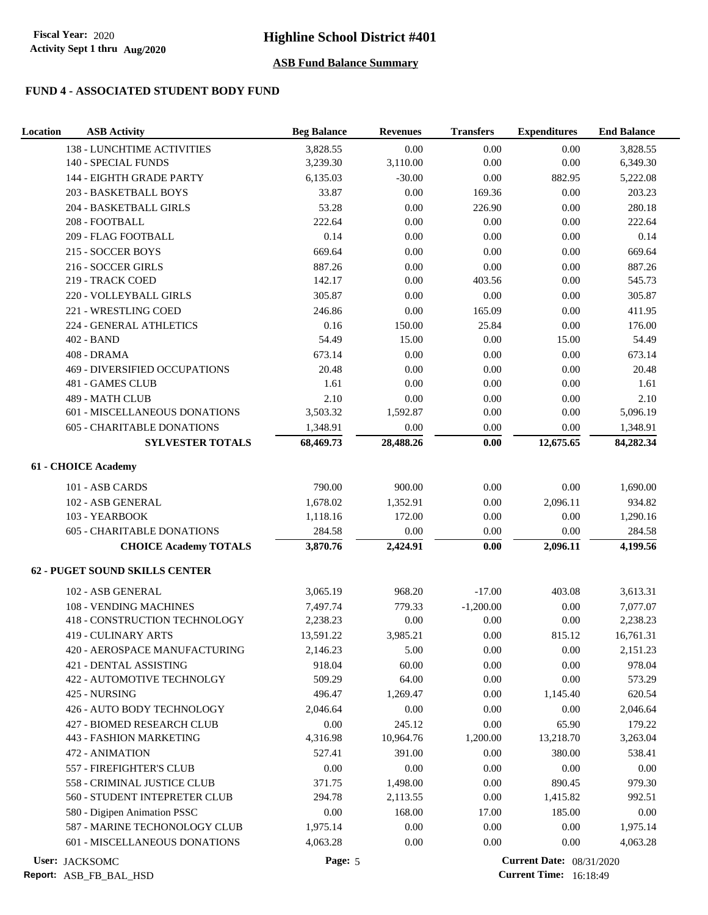# Highline School District #401

Fiscal Year: 2020
Activity Sept 1 thru Aug/2020

## ASB Fund Balance Summary

### FUND 4 - ASSOCIATED STUDENT BODY FUND

| Location | ASB Activity | Beg Balance | Revenues | Transfers | Expenditures | End Balance |
|---|---|---|---|---|---|---|
| | 138 - LUNCHTIME ACTIVITIES | 3,828.55 | 0.00 | 0.00 | 0.00 | 3,828.55 |
| | 140 - SPECIAL FUNDS | 3,239.30 | 3,110.00 | 0.00 | 0.00 | 6,349.30 |
| | 144 - EIGHTH GRADE PARTY | 6,135.03 | -30.00 | 0.00 | 882.95 | 5,222.08 |
| | 203 - BASKETBALL BOYS | 33.87 | 0.00 | 169.36 | 0.00 | 203.23 |
| | 204 - BASKETBALL GIRLS | 53.28 | 0.00 | 226.90 | 0.00 | 280.18 |
| | 208 - FOOTBALL | 222.64 | 0.00 | 0.00 | 0.00 | 222.64 |
| | 209 - FLAG FOOTBALL | 0.14 | 0.00 | 0.00 | 0.00 | 0.14 |
| | 215 - SOCCER BOYS | 669.64 | 0.00 | 0.00 | 0.00 | 669.64 |
| | 216 - SOCCER GIRLS | 887.26 | 0.00 | 0.00 | 0.00 | 887.26 |
| | 219 - TRACK COED | 142.17 | 0.00 | 403.56 | 0.00 | 545.73 |
| | 220 - VOLLEYBALL GIRLS | 305.87 | 0.00 | 0.00 | 0.00 | 305.87 |
| | 221 - WRESTLING COED | 246.86 | 0.00 | 165.09 | 0.00 | 411.95 |
| | 224 - GENERAL ATHLETICS | 0.16 | 150.00 | 25.84 | 0.00 | 176.00 |
| | 402 - BAND | 54.49 | 15.00 | 0.00 | 15.00 | 54.49 |
| | 408 - DRAMA | 673.14 | 0.00 | 0.00 | 0.00 | 673.14 |
| | 469 - DIVERSIFIED OCCUPATIONS | 20.48 | 0.00 | 0.00 | 0.00 | 20.48 |
| | 481 - GAMES CLUB | 1.61 | 0.00 | 0.00 | 0.00 | 1.61 |
| | 489 - MATH CLUB | 2.10 | 0.00 | 0.00 | 0.00 | 2.10 |
| | 601 - MISCELLANEOUS DONATIONS | 3,503.32 | 1,592.87 | 0.00 | 0.00 | 5,096.19 |
| | 605 - CHARITABLE DONATIONS | 1,348.91 | 0.00 | 0.00 | 0.00 | 1,348.91 |
| | **SYLVESTER TOTALS** | **68,469.73** | **28,488.26** | **0.00** | **12,675.65** | **84,282.34** |
| **61 - CHOICE Academy** | | | | | | |
| | 101 - ASB CARDS | 790.00 | 900.00 | 0.00 | 0.00 | 1,690.00 |
| | 102 - ASB GENERAL | 1,678.02 | 1,352.91 | 0.00 | 2,096.11 | 934.82 |
| | 103 - YEARBOOK | 1,118.16 | 172.00 | 0.00 | 0.00 | 1,290.16 |
| | 605 - CHARITABLE DONATIONS | 284.58 | 0.00 | 0.00 | 0.00 | 284.58 |
| | **CHOICE Academy TOTALS** | **3,870.76** | **2,424.91** | **0.00** | **2,096.11** | **4,199.56** |
| **62 - PUGET SOUND SKILLS CENTER** | | | | | | |
| | 102 - ASB GENERAL | 3,065.19 | 968.20 | -17.00 | 403.08 | 3,613.31 |
| | 108 - VENDING MACHINES | 7,497.74 | 779.33 | -1,200.00 | 0.00 | 7,077.07 |
| | 418 - CONSTRUCTION TECHNOLOGY | 2,238.23 | 0.00 | 0.00 | 0.00 | 2,238.23 |
| | 419 - CULINARY ARTS | 13,591.22 | 3,985.21 | 0.00 | 815.12 | 16,761.31 |
| | 420 - AEROSPACE MANUFACTURING | 2,146.23 | 5.00 | 0.00 | 0.00 | 2,151.23 |
| | 421 - DENTAL ASSISTING | 918.04 | 60.00 | 0.00 | 0.00 | 978.04 |
| | 422 - AUTOMOTIVE TECHNOLGY | 509.29 | 64.00 | 0.00 | 0.00 | 573.29 |
| | 425 - NURSING | 496.47 | 1,269.47 | 0.00 | 1,145.40 | 620.54 |
| | 426 - AUTO BODY TECHNOLOGY | 2,046.64 | 0.00 | 0.00 | 0.00 | 2,046.64 |
| | 427 - BIOMED RESEARCH CLUB | 0.00 | 245.12 | 0.00 | 65.90 | 179.22 |
| | 443 - FASHION MARKETING | 4,316.98 | 10,964.76 | 1,200.00 | 13,218.70 | 3,263.04 |
| | 472 - ANIMATION | 527.41 | 391.00 | 0.00 | 380.00 | 538.41 |
| | 557 - FIREFIGHTER'S CLUB | 0.00 | 0.00 | 0.00 | 0.00 | 0.00 |
| | 558 - CRIMINAL JUSTICE CLUB | 371.75 | 1,498.00 | 0.00 | 890.45 | 979.30 |
| | 560 - STUDENT INTEPRETER CLUB | 294.78 | 2,113.55 | 0.00 | 1,415.82 | 992.51 |
| | 580 - Digipen Animation PSSC | 0.00 | 168.00 | 17.00 | 185.00 | 0.00 |
| | 587 - MARINE TECHONOLOGY CLUB | 1,975.14 | 0.00 | 0.00 | 0.00 | 1,975.14 |
| | 601 - MISCELLANEOUS DONATIONS | 4,063.28 | 0.00 | 0.00 | 0.00 | 4,063.28 |

User: JACKSOMC
Report: ASB_FB_BAL_HSD
Current Date: 08/31/2020
Current Time: 16:18:49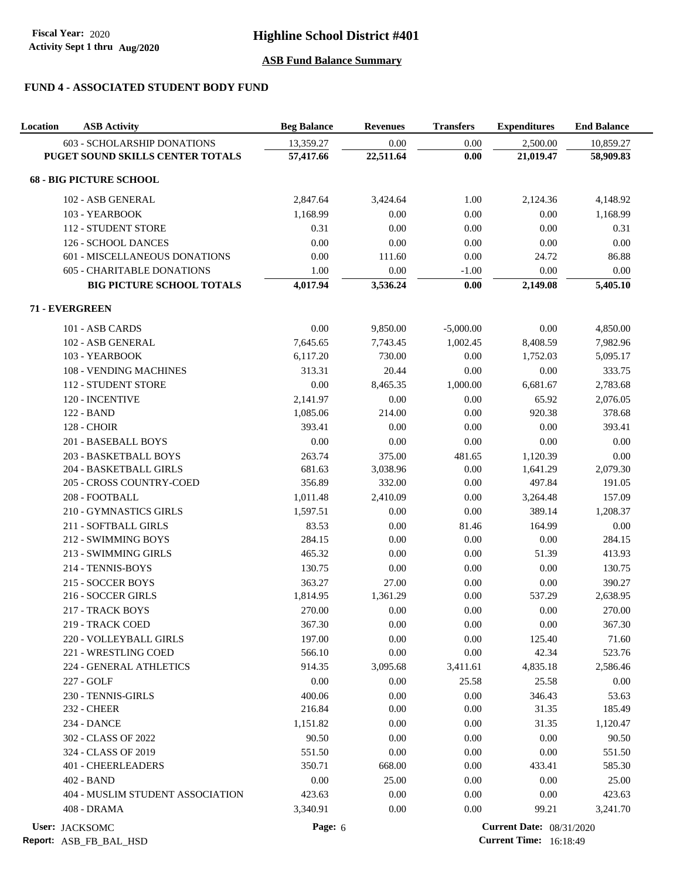## ASB Fund Balance Summary

### FUND 4 - ASSOCIATED STUDENT BODY FUND

| Location | ASB Activity | Beg Balance | Revenues | Transfers | Expenditures | End Balance |
|---|---|---|---|---|---|---|
| | 603 - SCHOLARSHIP DONATIONS | 13,359.27 | 0.00 | 0.00 | 2,500.00 | 10,859.27 |
| | **PUGET SOUND SKILLS CENTER TOTALS** | **57,417.66** | **22,511.64** | **0.00** | **21,019.47** | **58,909.83** |
| **68 - BIG PICTURE SCHOOL** | | | | | | |
| | 102 - ASB GENERAL | 2,847.64 | 3,424.64 | 1.00 | 2,124.36 | 4,148.92 |
| | 103 - YEARBOOK | 1,168.99 | 0.00 | 0.00 | 0.00 | 1,168.99 |
| | 112 - STUDENT STORE | 0.31 | 0.00 | 0.00 | 0.00 | 0.31 |
| | 126 - SCHOOL DANCES | 0.00 | 0.00 | 0.00 | 0.00 | 0.00 |
| | 601 - MISCELLANEOUS DONATIONS | 0.00 | 111.60 | 0.00 | 24.72 | 86.88 |
| | 605 - CHARITABLE DONATIONS | 1.00 | 0.00 | -1.00 | 0.00 | 0.00 |
| | **BIG PICTURE SCHOOL TOTALS** | **4,017.94** | **3,536.24** | **0.00** | **2,149.08** | **5,405.10** |
| **71 - EVERGREEN** | | | | | | |
| | 101 - ASB CARDS | 0.00 | 9,850.00 | -5,000.00 | 0.00 | 4,850.00 |
| | 102 - ASB GENERAL | 7,645.65 | 7,743.45 | 1,002.45 | 8,408.59 | 7,982.96 |
| | 103 - YEARBOOK | 6,117.20 | 730.00 | 0.00 | 1,752.03 | 5,095.17 |
| | 108 - VENDING MACHINES | 313.31 | 20.44 | 0.00 | 0.00 | 333.75 |
| | 112 - STUDENT STORE | 0.00 | 8,465.35 | 1,000.00 | 6,681.67 | 2,783.68 |
| | 120 - INCENTIVE | 2,141.97 | 0.00 | 0.00 | 65.92 | 2,076.05 |
| | 122 - BAND | 1,085.06 | 214.00 | 0.00 | 920.38 | 378.68 |
| | 128 - CHOIR | 393.41 | 0.00 | 0.00 | 0.00 | 393.41 |
| | 201 - BASEBALL BOYS | 0.00 | 0.00 | 0.00 | 0.00 | 0.00 |
| | 203 - BASKETBALL BOYS | 263.74 | 375.00 | 481.65 | 1,120.39 | 0.00 |
| | 204 - BASKETBALL GIRLS | 681.63 | 3,038.96 | 0.00 | 1,641.29 | 2,079.30 |
| | 205 - CROSS COUNTRY-COED | 356.89 | 332.00 | 0.00 | 497.84 | 191.05 |
| | 208 - FOOTBALL | 1,011.48 | 2,410.09 | 0.00 | 3,264.48 | 157.09 |
| | 210 - GYMNASTICS GIRLS | 1,597.51 | 0.00 | 0.00 | 389.14 | 1,208.37 |
| | 211 - SOFTBALL GIRLS | 83.53 | 0.00 | 81.46 | 164.99 | 0.00 |
| | 212 - SWIMMING BOYS | 284.15 | 0.00 | 0.00 | 0.00 | 284.15 |
| | 213 - SWIMMING GIRLS | 465.32 | 0.00 | 0.00 | 51.39 | 413.93 |
| | 214 - TENNIS-BOYS | 130.75 | 0.00 | 0.00 | 0.00 | 130.75 |
| | 215 - SOCCER BOYS | 363.27 | 27.00 | 0.00 | 0.00 | 390.27 |
| | 216 - SOCCER GIRLS | 1,814.95 | 1,361.29 | 0.00 | 537.29 | 2,638.95 |
| | 217 - TRACK BOYS | 270.00 | 0.00 | 0.00 | 0.00 | 270.00 |
| | 219 - TRACK COED | 367.30 | 0.00 | 0.00 | 0.00 | 367.30 |
| | 220 - VOLLEYBALL GIRLS | 197.00 | 0.00 | 0.00 | 125.40 | 71.60 |
| | 221 - WRESTLING COED | 566.10 | 0.00 | 0.00 | 42.34 | 523.76 |
| | 224 - GENERAL ATHLETICS | 914.35 | 3,095.68 | 3,411.61 | 4,835.18 | 2,586.46 |
| | 227 - GOLF | 0.00 | 0.00 | 25.58 | 25.58 | 0.00 |
| | 230 - TENNIS-GIRLS | 400.06 | 0.00 | 0.00 | 346.43 | 53.63 |
| | 232 - CHEER | 216.84 | 0.00 | 0.00 | 31.35 | 185.49 |
| | 234 - DANCE | 1,151.82 | 0.00 | 0.00 | 31.35 | 1,120.47 |
| | 302 - CLASS OF 2022 | 90.50 | 0.00 | 0.00 | 0.00 | 90.50 |
| | 324 - CLASS OF 2019 | 551.50 | 0.00 | 0.00 | 0.00 | 551.50 |
| | 401 - CHEERLEADERS | 350.71 | 668.00 | 0.00 | 433.41 | 585.30 |
| | 402 - BAND | 0.00 | 25.00 | 0.00 | 0.00 | 25.00 |
| | 404 - MUSLIM STUDENT ASSOCIATION | 423.63 | 0.00 | 0.00 | 0.00 | 423.63 |
| | 408 - DRAMA | 3,340.91 | 0.00 | 0.00 | 99.21 | 3,241.70 |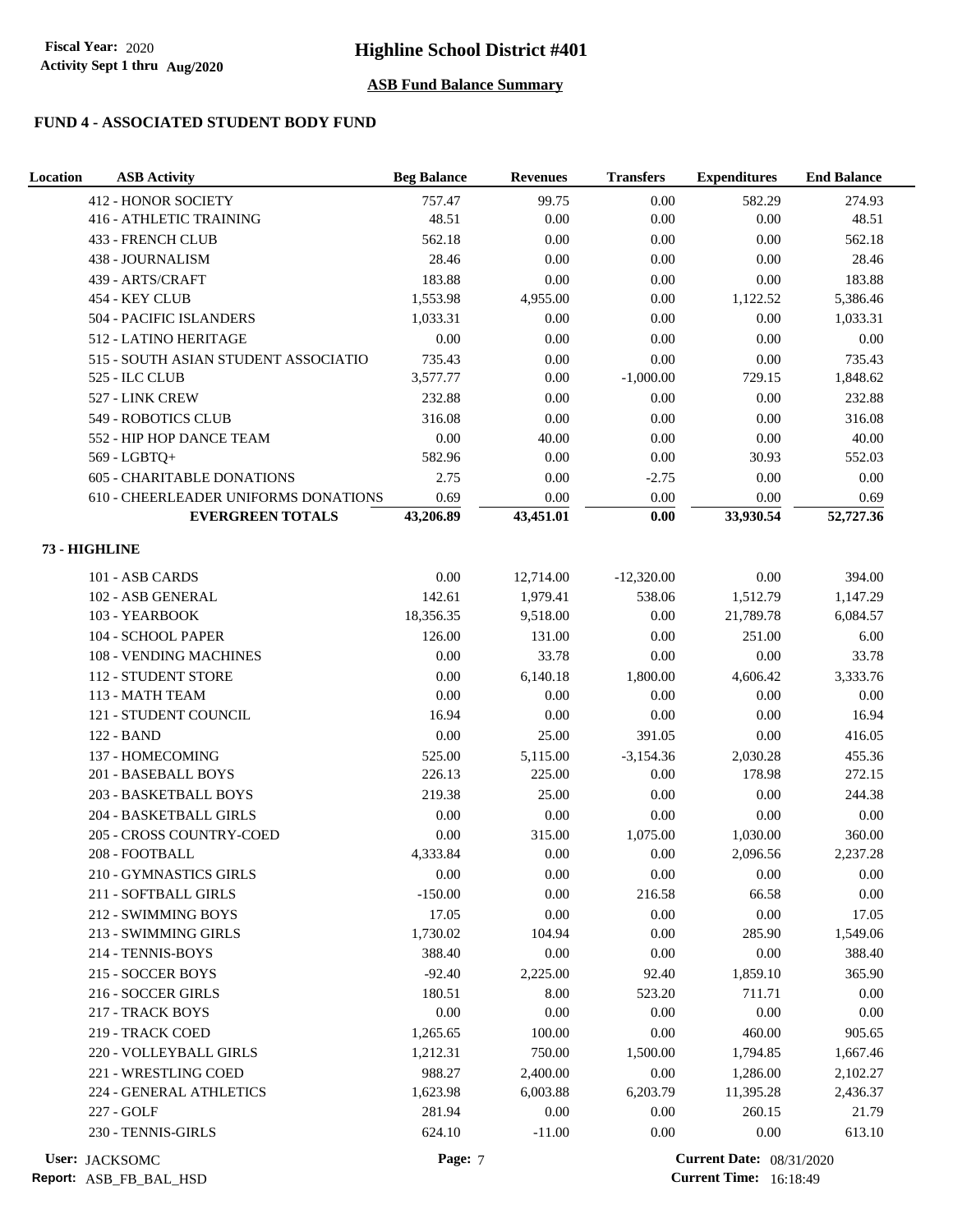## ASB Fund Balance Summary

### FUND 4 - ASSOCIATED STUDENT BODY FUND

| Location | ASB Activity | Beg Balance | Revenues | Transfers | Expenditures | End Balance |
|---|---|---|---|---|---|---|
| | 412 - HONOR SOCIETY | 757.47 | 99.75 | 0.00 | 582.29 | 274.93 |
| | 416 - ATHLETIC TRAINING | 48.51 | 0.00 | 0.00 | 0.00 | 48.51 |
| | 433 - FRENCH CLUB | 562.18 | 0.00 | 0.00 | 0.00 | 562.18 |
| | 438 - JOURNALISM | 28.46 | 0.00 | 0.00 | 0.00 | 28.46 |
| | 439 - ARTS/CRAFT | 183.88 | 0.00 | 0.00 | 0.00 | 183.88 |
| | 454 - KEY CLUB | 1,553.98 | 4,955.00 | 0.00 | 1,122.52 | 5,386.46 |
| | 504 - PACIFIC ISLANDERS | 1,033.31 | 0.00 | 0.00 | 0.00 | 1,033.31 |
| | 512 - LATINO HERITAGE | 0.00 | 0.00 | 0.00 | 0.00 | 0.00 |
| | 515 - SOUTH ASIAN STUDENT ASSOCIATIO | 735.43 | 0.00 | 0.00 | 0.00 | 735.43 |
| | 525 - ILC CLUB | 3,577.77 | 0.00 | -1,000.00 | 729.15 | 1,848.62 |
| | 527 - LINK CREW | 232.88 | 0.00 | 0.00 | 0.00 | 232.88 |
| | 549 - ROBOTICS CLUB | 316.08 | 0.00 | 0.00 | 0.00 | 316.08 |
| | 552 - HIP HOP DANCE TEAM | 0.00 | 40.00 | 0.00 | 0.00 | 40.00 |
| | 569 - LGBTQ+ | 582.96 | 0.00 | 0.00 | 30.93 | 552.03 |
| | 605 - CHARITABLE DONATIONS | 2.75 | 0.00 | -2.75 | 0.00 | 0.00 |
| | 610 - CHEERLEADER UNIFORMS DONATIONS | 0.69 | 0.00 | 0.00 | 0.00 | 0.69 |
| | **EVERGREEN TOTALS** | **43,206.89** | **43,451.01** | **0.00** | **33,930.54** | **52,727.36** |
| **73 - HIGHLINE** | | | | | | |
| | 101 - ASB CARDS | 0.00 | 12,714.00 | -12,320.00 | 0.00 | 394.00 |
| | 102 - ASB GENERAL | 142.61 | 1,979.41 | 538.06 | 1,512.79 | 1,147.29 |
| | 103 - YEARBOOK | 18,356.35 | 9,518.00 | 0.00 | 21,789.78 | 6,084.57 |
| | 104 - SCHOOL PAPER | 126.00 | 131.00 | 0.00 | 251.00 | 6.00 |
| | 108 - VENDING MACHINES | 0.00 | 33.78 | 0.00 | 0.00 | 33.78 |
| | 112 - STUDENT STORE | 0.00 | 6,140.18 | 1,800.00 | 4,606.42 | 3,333.76 |
| | 113 - MATH TEAM | 0.00 | 0.00 | 0.00 | 0.00 | 0.00 |
| | 121 - STUDENT COUNCIL | 16.94 | 0.00 | 0.00 | 0.00 | 16.94 |
| | 122 - BAND | 0.00 | 25.00 | 391.05 | 0.00 | 416.05 |
| | 137 - HOMECOMING | 525.00 | 5,115.00 | -3,154.36 | 2,030.28 | 455.36 |
| | 201 - BASEBALL BOYS | 226.13 | 225.00 | 0.00 | 178.98 | 272.15 |
| | 203 - BASKETBALL BOYS | 219.38 | 25.00 | 0.00 | 0.00 | 244.38 |
| | 204 - BASKETBALL GIRLS | 0.00 | 0.00 | 0.00 | 0.00 | 0.00 |
| | 205 - CROSS COUNTRY-COED | 0.00 | 315.00 | 1,075.00 | 1,030.00 | 360.00 |
| | 208 - FOOTBALL | 4,333.84 | 0.00 | 0.00 | 2,096.56 | 2,237.28 |
| | 210 - GYMNASTICS GIRLS | 0.00 | 0.00 | 0.00 | 0.00 | 0.00 |
| | 211 - SOFTBALL GIRLS | -150.00 | 0.00 | 216.58 | 66.58 | 0.00 |
| | 212 - SWIMMING BOYS | 17.05 | 0.00 | 0.00 | 0.00 | 17.05 |
| | 213 - SWIMMING GIRLS | 1,730.02 | 104.94 | 0.00 | 285.90 | 1,549.06 |
| | 214 - TENNIS-BOYS | 388.40 | 0.00 | 0.00 | 0.00 | 388.40 |
| | 215 - SOCCER BOYS | -92.40 | 2,225.00 | 92.40 | 1,859.10 | 365.90 |
| | 216 - SOCCER GIRLS | 180.51 | 8.00 | 523.20 | 711.71 | 0.00 |
| | 217 - TRACK BOYS | 0.00 | 0.00 | 0.00 | 0.00 | 0.00 |
| | 219 - TRACK COED | 1,265.65 | 100.00 | 0.00 | 460.00 | 905.65 |
| | 220 - VOLLEYBALL GIRLS | 1,212.31 | 750.00 | 1,500.00 | 1,794.85 | 1,667.46 |
| | 221 - WRESTLING COED | 988.27 | 2,400.00 | 0.00 | 1,286.00 | 2,102.27 |
| | 224 - GENERAL ATHLETICS | 1,623.98 | 6,003.88 | 6,203.79 | 11,395.28 | 2,436.37 |
| | 227 - GOLF | 281.94 | 0.00 | 0.00 | 260.15 | 21.79 |
| | 230 - TENNIS-GIRLS | 624.10 | -11.00 | 0.00 | 0.00 | 613.10 |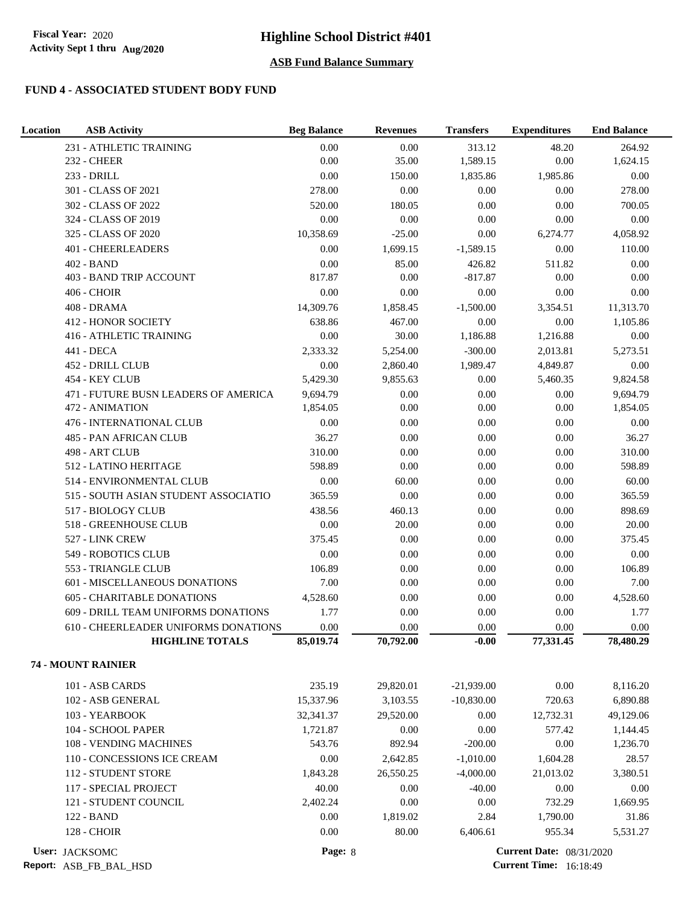**Fiscal Year:** 2020
**Activity Sept 1 thru Aug/2020**

# Highline School District #401

## ASB Fund Balance Summary

### FUND 4 - ASSOCIATED STUDENT BODY FUND

| Location | ASB Activity | Beg Balance | Revenues | Transfers | Expenditures | End Balance |
|---|---|---|---|---|---|---|
| | 231 - ATHLETIC TRAINING | 0.00 | 0.00 | 313.12 | 48.20 | 264.92 |
| | 232 - CHEER | 0.00 | 35.00 | 1,589.15 | 0.00 | 1,624.15 |
| | 233 - DRILL | 0.00 | 150.00 | 1,835.86 | 1,985.86 | 0.00 |
| | 301 - CLASS OF 2021 | 278.00 | 0.00 | 0.00 | 0.00 | 278.00 |
| | 302 - CLASS OF 2022 | 520.00 | 180.05 | 0.00 | 0.00 | 700.05 |
| | 324 - CLASS OF 2019 | 0.00 | 0.00 | 0.00 | 0.00 | 0.00 |
| | 325 - CLASS OF 2020 | 10,358.69 | -25.00 | 0.00 | 6,274.77 | 4,058.92 |
| | 401 - CHEERLEADERS | 0.00 | 1,699.15 | -1,589.15 | 0.00 | 110.00 |
| | 402 - BAND | 0.00 | 85.00 | 426.82 | 511.82 | 0.00 |
| | 403 - BAND TRIP ACCOUNT | 817.87 | 0.00 | -817.87 | 0.00 | 0.00 |
| | 406 - CHOIR | 0.00 | 0.00 | 0.00 | 0.00 | 0.00 |
| | 408 - DRAMA | 14,309.76 | 1,858.45 | -1,500.00 | 3,354.51 | 11,313.70 |
| | 412 - HONOR SOCIETY | 638.86 | 467.00 | 0.00 | 0.00 | 1,105.86 |
| | 416 - ATHLETIC TRAINING | 0.00 | 30.00 | 1,186.88 | 1,216.88 | 0.00 |
| | 441 - DECA | 2,333.32 | 5,254.00 | -300.00 | 2,013.81 | 5,273.51 |
| | 452 - DRILL CLUB | 0.00 | 2,860.40 | 1,989.47 | 4,849.87 | 0.00 |
| | 454 - KEY CLUB | 5,429.30 | 9,855.63 | 0.00 | 5,460.35 | 9,824.58 |
| | 471 - FUTURE BUSN LEADERS OF AMERICA | 9,694.79 | 0.00 | 0.00 | 0.00 | 9,694.79 |
| | 472 - ANIMATION | 1,854.05 | 0.00 | 0.00 | 0.00 | 1,854.05 |
| | 476 - INTERNATIONAL CLUB | 0.00 | 0.00 | 0.00 | 0.00 | 0.00 |
| | 485 - PAN AFRICAN CLUB | 36.27 | 0.00 | 0.00 | 0.00 | 36.27 |
| | 498 - ART CLUB | 310.00 | 0.00 | 0.00 | 0.00 | 310.00 |
| | 512 - LATINO HERITAGE | 598.89 | 0.00 | 0.00 | 0.00 | 598.89 |
| | 514 - ENVIRONMENTAL CLUB | 0.00 | 60.00 | 0.00 | 0.00 | 60.00 |
| | 515 - SOUTH ASIAN STUDENT ASSOCIATIO | 365.59 | 0.00 | 0.00 | 0.00 | 365.59 |
| | 517 - BIOLOGY CLUB | 438.56 | 460.13 | 0.00 | 0.00 | 898.69 |
| | 518 - GREENHOUSE CLUB | 0.00 | 20.00 | 0.00 | 0.00 | 20.00 |
| | 527 - LINK CREW | 375.45 | 0.00 | 0.00 | 0.00 | 375.45 |
| | 549 - ROBOTICS CLUB | 0.00 | 0.00 | 0.00 | 0.00 | 0.00 |
| | 553 - TRIANGLE CLUB | 106.89 | 0.00 | 0.00 | 0.00 | 106.89 |
| | 601 - MISCELLANEOUS DONATIONS | 7.00 | 0.00 | 0.00 | 0.00 | 7.00 |
| | 605 - CHARITABLE DONATIONS | 4,528.60 | 0.00 | 0.00 | 0.00 | 4,528.60 |
| | 609 - DRILL TEAM UNIFORMS DONATIONS | 1.77 | 0.00 | 0.00 | 0.00 | 1.77 |
| | 610 - CHEERLEADER UNIFORMS DONATIONS | 0.00 | 0.00 | 0.00 | 0.00 | 0.00 |
| | **HIGHLINE TOTALS** | **85,019.74** | **70,792.00** | **-0.00** | **77,331.45** | **78,480.29** |
| **74 - MOUNT RAINIER** | | | | | | |
| | 101 - ASB CARDS | 235.19 | 29,820.01 | -21,939.00 | 0.00 | 8,116.20 |
| | 102 - ASB GENERAL | 15,337.96 | 3,103.55 | -10,830.00 | 720.63 | 6,890.88 |
| | 103 - YEARBOOK | 32,341.37 | 29,520.00 | 0.00 | 12,732.31 | 49,129.06 |
| | 104 - SCHOOL PAPER | 1,721.87 | 0.00 | 0.00 | 577.42 | 1,144.45 |
| | 108 - VENDING MACHINES | 543.76 | 892.94 | -200.00 | 0.00 | 1,236.70 |
| | 110 - CONCESSIONS ICE CREAM | 0.00 | 2,642.85 | -1,010.00 | 1,604.28 | 28.57 |
| | 112 - STUDENT STORE | 1,843.28 | 26,550.25 | -4,000.00 | 21,013.02 | 3,380.51 |
| | 117 - SPECIAL PROJECT | 40.00 | 0.00 | -40.00 | 0.00 | 0.00 |
| | 121 - STUDENT COUNCIL | 2,402.24 | 0.00 | 0.00 | 732.29 | 1,669.95 |
| | 122 - BAND | 0.00 | 1,819.02 | 2.84 | 1,790.00 | 31.86 |
| | 128 - CHOIR | 0.00 | 80.00 | 6,406.61 | 955.34 | 5,531.27 |

User: JACKSOMC
Report: ASB_FB_BAL_HSD
Current Date: 08/31/2020
Current Time: 16:18:49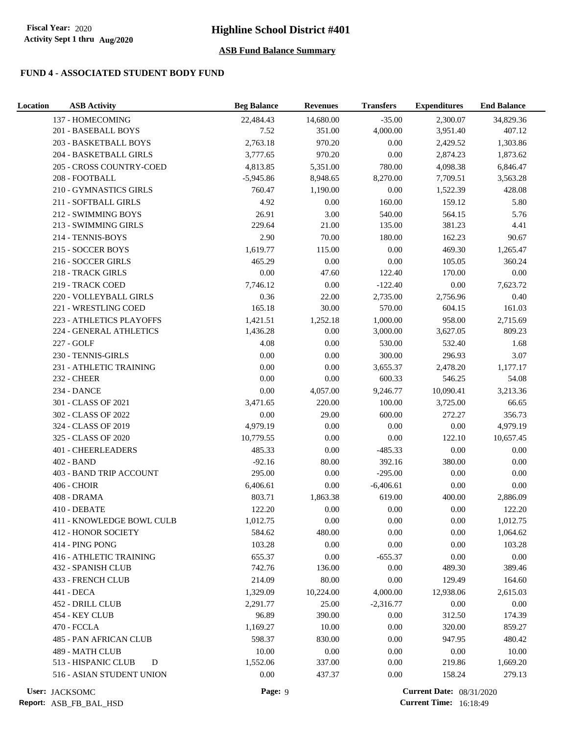# Highline School District #401

**Fiscal Year:** 2020
**Activity Sept 1 thru Aug/2020**

## ASB Fund Balance Summary

### FUND 4 - ASSOCIATED STUDENT BODY FUND

| Location | ASB Activity | Beg Balance | Revenues | Transfers | Expenditures | End Balance |
|---|---|---|---|---|---|---|
| | 137 - HOMECOMING | 22,484.43 | 14,680.00 | -35.00 | 2,300.07 | 34,829.36 |
| | 201 - BASEBALL BOYS | 7.52 | 351.00 | 4,000.00 | 3,951.40 | 407.12 |
| | 203 - BASKETBALL BOYS | 2,763.18 | 970.20 | 0.00 | 2,429.52 | 1,303.86 |
| | 204 - BASKETBALL GIRLS | 3,777.65 | 970.20 | 0.00 | 2,874.23 | 1,873.62 |
| | 205 - CROSS COUNTRY-COED | 4,813.85 | 5,351.00 | 780.00 | 4,098.38 | 6,846.47 |
| | 208 - FOOTBALL | -5,945.86 | 8,948.65 | 8,270.00 | 7,709.51 | 3,563.28 |
| | 210 - GYMNASTICS GIRLS | 760.47 | 1,190.00 | 0.00 | 1,522.39 | 428.08 |
| | 211 - SOFTBALL GIRLS | 4.92 | 0.00 | 160.00 | 159.12 | 5.80 |
| | 212 - SWIMMING BOYS | 26.91 | 3.00 | 540.00 | 564.15 | 5.76 |
| | 213 - SWIMMING GIRLS | 229.64 | 21.00 | 135.00 | 381.23 | 4.41 |
| | 214 - TENNIS-BOYS | 2.90 | 70.00 | 180.00 | 162.23 | 90.67 |
| | 215 - SOCCER BOYS | 1,619.77 | 115.00 | 0.00 | 469.30 | 1,265.47 |
| | 216 - SOCCER GIRLS | 465.29 | 0.00 | 0.00 | 105.05 | 360.24 |
| | 218 - TRACK GIRLS | 0.00 | 47.60 | 122.40 | 170.00 | 0.00 |
| | 219 - TRACK COED | 7,746.12 | 0.00 | -122.40 | 0.00 | 7,623.72 |
| | 220 - VOLLEYBALL GIRLS | 0.36 | 22.00 | 2,735.00 | 2,756.96 | 0.40 |
| | 221 - WRESTLING COED | 165.18 | 30.00 | 570.00 | 604.15 | 161.03 |
| | 223 - ATHLETICS PLAYOFFS | 1,421.51 | 1,252.18 | 1,000.00 | 958.00 | 2,715.69 |
| | 224 - GENERAL ATHLETICS | 1,436.28 | 0.00 | 3,000.00 | 3,627.05 | 809.23 |
| | 227 - GOLF | 4.08 | 0.00 | 530.00 | 532.40 | 1.68 |
| | 230 - TENNIS-GIRLS | 0.00 | 0.00 | 300.00 | 296.93 | 3.07 |
| | 231 - ATHLETIC TRAINING | 0.00 | 0.00 | 3,655.37 | 2,478.20 | 1,177.17 |
| | 232 - CHEER | 0.00 | 0.00 | 600.33 | 546.25 | 54.08 |
| | 234 - DANCE | 0.00 | 4,057.00 | 9,246.77 | 10,090.41 | 3,213.36 |
| | 301 - CLASS OF 2021 | 3,471.65 | 220.00 | 100.00 | 3,725.00 | 66.65 |
| | 302 - CLASS OF 2022 | 0.00 | 29.00 | 600.00 | 272.27 | 356.73 |
| | 324 - CLASS OF 2019 | 4,979.19 | 0.00 | 0.00 | 0.00 | 4,979.19 |
| | 325 - CLASS OF 2020 | 10,779.55 | 0.00 | 0.00 | 122.10 | 10,657.45 |
| | 401 - CHEERLEADERS | 485.33 | 0.00 | -485.33 | 0.00 | 0.00 |
| | 402 - BAND | -92.16 | 80.00 | 392.16 | 380.00 | 0.00 |
| | 403 - BAND TRIP ACCOUNT | 295.00 | 0.00 | -295.00 | 0.00 | 0.00 |
| | 406 - CHOIR | 6,406.61 | 0.00 | -6,406.61 | 0.00 | 0.00 |
| | 408 - DRAMA | 803.71 | 1,863.38 | 619.00 | 400.00 | 2,886.09 |
| | 410 - DEBATE | 122.20 | 0.00 | 0.00 | 0.00 | 122.20 |
| | 411 - KNOWLEDGE BOWL CULB | 1,012.75 | 0.00 | 0.00 | 0.00 | 1,012.75 |
| | 412 - HONOR SOCIETY | 584.62 | 480.00 | 0.00 | 0.00 | 1,064.62 |
| | 414 - PING PONG | 103.28 | 0.00 | 0.00 | 0.00 | 103.28 |
| | 416 - ATHLETIC TRAINING | 655.37 | 0.00 | -655.37 | 0.00 | 0.00 |
| | 432 - SPANISH CLUB | 742.76 | 136.00 | 0.00 | 489.30 | 389.46 |
| | 433 - FRENCH CLUB | 214.09 | 80.00 | 0.00 | 129.49 | 164.60 |
| | 441 - DECA | 1,329.09 | 10,224.00 | 4,000.00 | 12,938.06 | 2,615.03 |
| | 452 - DRILL CLUB | 2,291.77 | 25.00 | -2,316.77 | 0.00 | 0.00 |
| | 454 - KEY CLUB | 96.89 | 390.00 | 0.00 | 312.50 | 174.39 |
| | 470 - FCCLA | 1,169.27 | 10.00 | 0.00 | 320.00 | 859.27 |
| | 485 - PAN AFRICAN CLUB | 598.37 | 830.00 | 0.00 | 947.95 | 480.42 |
| | 489 - MATH CLUB | 10.00 | 0.00 | 0.00 | 0.00 | 10.00 |
| | 513 - HISPANIC CLUB D | 1,552.06 | 337.00 | 0.00 | 219.86 | 1,669.20 |
| | 516 - ASIAN STUDENT UNION | 0.00 | 437.37 | 0.00 | 158.24 | 279.13 |

User: JACKSOMC
Report: ASB_FB_BAL_HSD
Current Date: 08/31/2020
Current Time: 16:18:49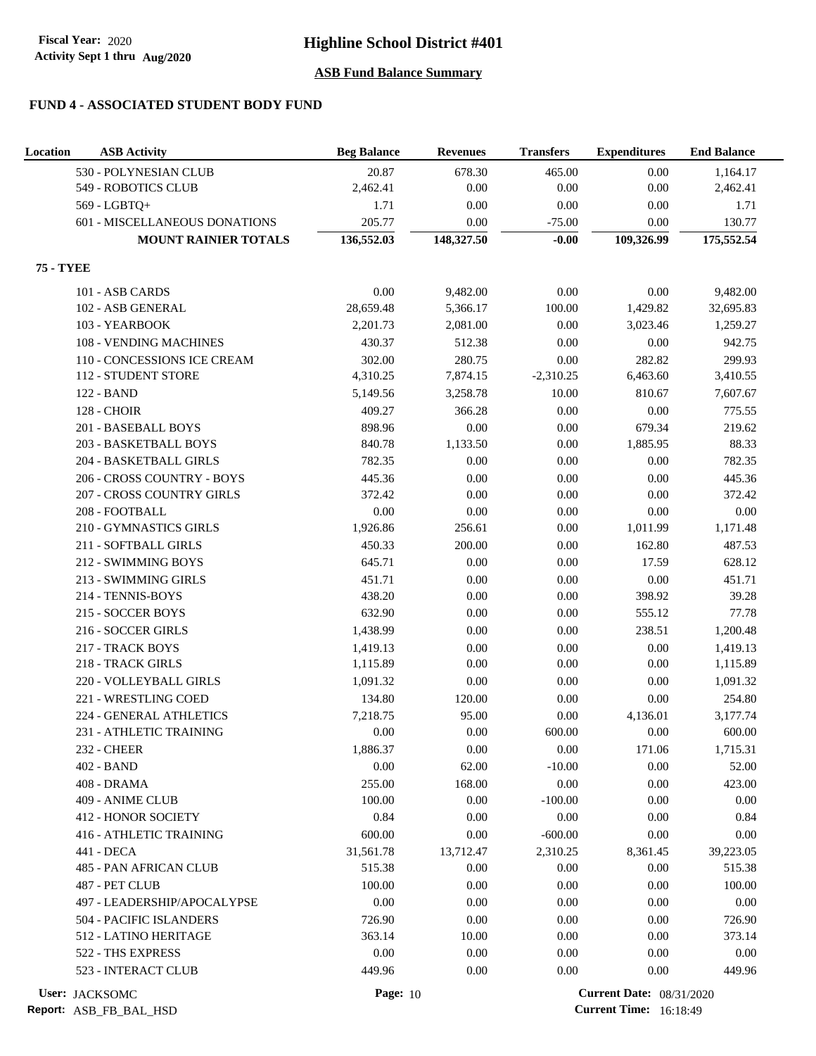# Highline School District #401

Fiscal Year: 2020
Activity Sept 1 thru Aug/2020

## ASB Fund Balance Summary

### FUND 4 - ASSOCIATED STUDENT BODY FUND

| Location | ASB Activity | Beg Balance | Revenues | Transfers | Expenditures | End Balance |
|---|---|---|---|---|---|---|
| | 530 - POLYNESIAN CLUB | 20.87 | 678.30 | 465.00 | 0.00 | 1,164.17 |
| | 549 - ROBOTICS CLUB | 2,462.41 | 0.00 | 0.00 | 0.00 | 2,462.41 |
| | 569 - LGBTQ+ | 1.71 | 0.00 | 0.00 | 0.00 | 1.71 |
| | 601 - MISCELLANEOUS DONATIONS | 205.77 | 0.00 | -75.00 | 0.00 | 130.77 |
| | **MOUNT RAINIER TOTALS** | **136,552.03** | **148,327.50** | **-0.00** | **109,326.99** | **175,552.54** |
| **75 - TYEE** | | | | | | |
| | 101 - ASB CARDS | 0.00 | 9,482.00 | 0.00 | 0.00 | 9,482.00 |
| | 102 - ASB GENERAL | 28,659.48 | 5,366.17 | 100.00 | 1,429.82 | 32,695.83 |
| | 103 - YEARBOOK | 2,201.73 | 2,081.00 | 0.00 | 3,023.46 | 1,259.27 |
| | 108 - VENDING MACHINES | 430.37 | 512.38 | 0.00 | 0.00 | 942.75 |
| | 110 - CONCESSIONS ICE CREAM | 302.00 | 280.75 | 0.00 | 282.82 | 299.93 |
| | 112 - STUDENT STORE | 4,310.25 | 7,874.15 | -2,310.25 | 6,463.60 | 3,410.55 |
| | 122 - BAND | 5,149.56 | 3,258.78 | 10.00 | 810.67 | 7,607.67 |
| | 128 - CHOIR | 409.27 | 366.28 | 0.00 | 0.00 | 775.55 |
| | 201 - BASEBALL BOYS | 898.96 | 0.00 | 0.00 | 679.34 | 219.62 |
| | 203 - BASKETBALL BOYS | 840.78 | 1,133.50 | 0.00 | 1,885.95 | 88.33 |
| | 204 - BASKETBALL GIRLS | 782.35 | 0.00 | 0.00 | 0.00 | 782.35 |
| | 206 - CROSS COUNTRY - BOYS | 445.36 | 0.00 | 0.00 | 0.00 | 445.36 |
| | 207 - CROSS COUNTRY GIRLS | 372.42 | 0.00 | 0.00 | 0.00 | 372.42 |
| | 208 - FOOTBALL | 0.00 | 0.00 | 0.00 | 0.00 | 0.00 |
| | 210 - GYMNASTICS GIRLS | 1,926.86 | 256.61 | 0.00 | 1,011.99 | 1,171.48 |
| | 211 - SOFTBALL GIRLS | 450.33 | 200.00 | 0.00 | 162.80 | 487.53 |
| | 212 - SWIMMING BOYS | 645.71 | 0.00 | 0.00 | 17.59 | 628.12 |
| | 213 - SWIMMING GIRLS | 451.71 | 0.00 | 0.00 | 0.00 | 451.71 |
| | 214 - TENNIS-BOYS | 438.20 | 0.00 | 0.00 | 398.92 | 39.28 |
| | 215 - SOCCER BOYS | 632.90 | 0.00 | 0.00 | 555.12 | 77.78 |
| | 216 - SOCCER GIRLS | 1,438.99 | 0.00 | 0.00 | 238.51 | 1,200.48 |
| | 217 - TRACK BOYS | 1,419.13 | 0.00 | 0.00 | 0.00 | 1,419.13 |
| | 218 - TRACK GIRLS | 1,115.89 | 0.00 | 0.00 | 0.00 | 1,115.89 |
| | 220 - VOLLEYBALL GIRLS | 1,091.32 | 0.00 | 0.00 | 0.00 | 1,091.32 |
| | 221 - WRESTLING COED | 134.80 | 120.00 | 0.00 | 0.00 | 254.80 |
| | 224 - GENERAL ATHLETICS | 7,218.75 | 95.00 | 0.00 | 4,136.01 | 3,177.74 |
| | 231 - ATHLETIC TRAINING | 0.00 | 0.00 | 600.00 | 0.00 | 600.00 |
| | 232 - CHEER | 1,886.37 | 0.00 | 0.00 | 171.06 | 1,715.31 |
| | 402 - BAND | 0.00 | 62.00 | -10.00 | 0.00 | 52.00 |
| | 408 - DRAMA | 255.00 | 168.00 | 0.00 | 0.00 | 423.00 |
| | 409 - ANIME CLUB | 100.00 | 0.00 | -100.00 | 0.00 | 0.00 |
| | 412 - HONOR SOCIETY | 0.84 | 0.00 | 0.00 | 0.00 | 0.84 |
| | 416 - ATHLETIC TRAINING | 600.00 | 0.00 | -600.00 | 0.00 | 0.00 |
| | 441 - DECA | 31,561.78 | 13,712.47 | 2,310.25 | 8,361.45 | 39,223.05 |
| | 485 - PAN AFRICAN CLUB | 515.38 | 0.00 | 0.00 | 0.00 | 515.38 |
| | 487 - PET CLUB | 100.00 | 0.00 | 0.00 | 0.00 | 100.00 |
| | 497 - LEADERSHIP/APOCALYPSE | 0.00 | 0.00 | 0.00 | 0.00 | 0.00 |
| | 504 - PACIFIC ISLANDERS | 726.90 | 0.00 | 0.00 | 0.00 | 726.90 |
| | 512 - LATINO HERITAGE | 363.14 | 10.00 | 0.00 | 0.00 | 373.14 |
| | 522 - THS EXPRESS | 0.00 | 0.00 | 0.00 | 0.00 | 0.00 |
| | 523 - INTERACT CLUB | 449.96 | 0.00 | 0.00 | 0.00 | 449.96 |

User: JACKSOMC
Report: ASB_FB_BAL_HSD
Current Date: 08/31/2020
Current Time: 16:18:49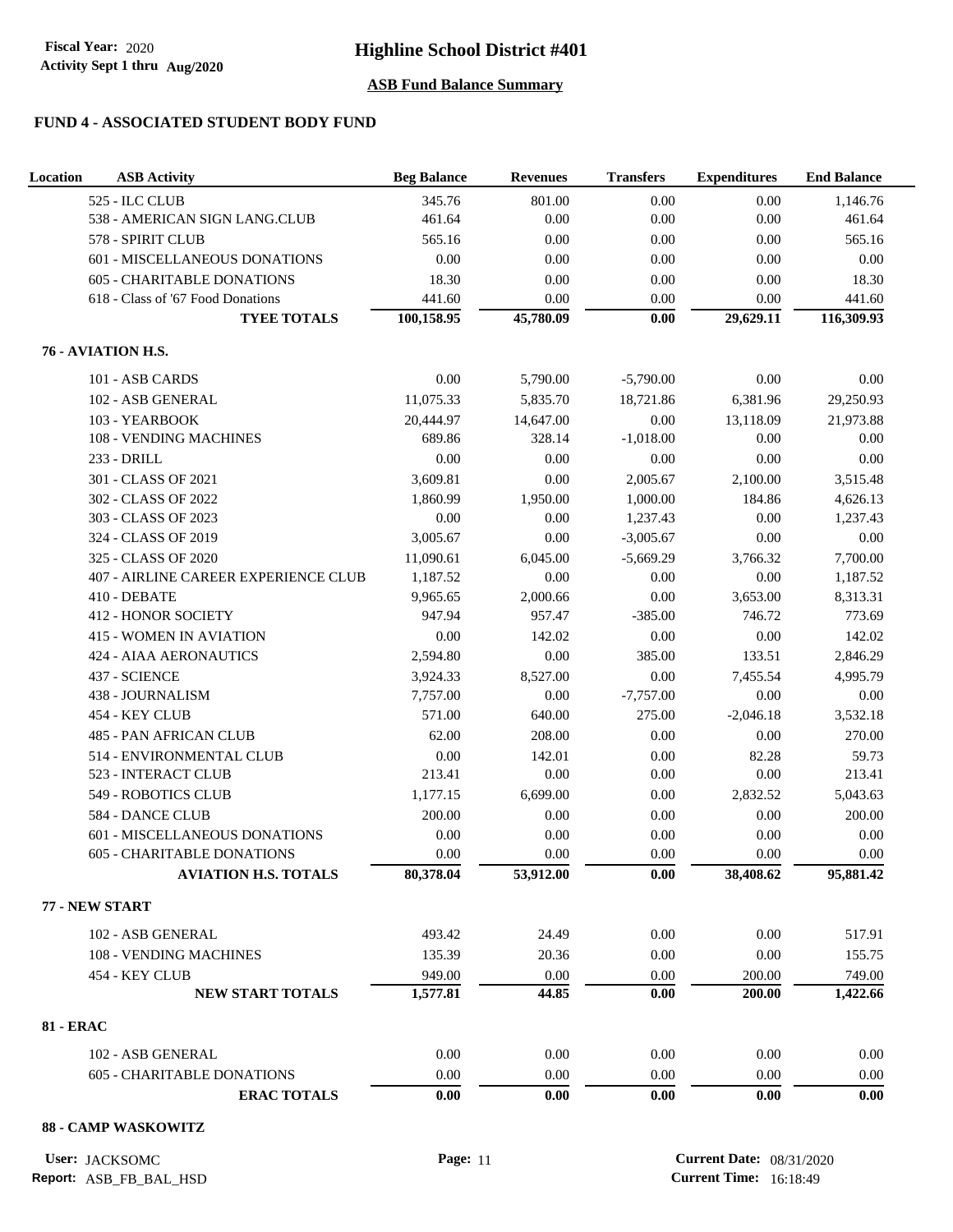## Highline School District #401

**Fiscal Year:** 2020
**Activity Sept 1 thru Aug/2020**

### ASB Fund Balance Summary

#### FUND 4 - ASSOCIATED STUDENT BODY FUND

| Location | ASB Activity | Beg Balance | Revenues | Transfers | Expenditures | End Balance |
|---|---|---|---|---|---|---|
| | 525 - ILC CLUB | 345.76 | 801.00 | 0.00 | 0.00 | 1,146.76 |
| | 538 - AMERICAN SIGN LANG.CLUB | 461.64 | 0.00 | 0.00 | 0.00 | 461.64 |
| | 578 - SPIRIT CLUB | 565.16 | 0.00 | 0.00 | 0.00 | 565.16 |
| | 601 - MISCELLANEOUS DONATIONS | 0.00 | 0.00 | 0.00 | 0.00 | 0.00 |
| | 605 - CHARITABLE DONATIONS | 18.30 | 0.00 | 0.00 | 0.00 | 18.30 |
| | 618 - Class of '67 Food Donations | 441.60 | 0.00 | 0.00 | 0.00 | 441.60 |
| | **TYEE TOTALS** | **100,158.95** | **45,780.09** | **0.00** | **29,629.11** | **116,309.93** |
| **76 - AVIATION H.S.** | | | | | | |
| | 101 - ASB CARDS | 0.00 | 5,790.00 | -5,790.00 | 0.00 | 0.00 |
| | 102 - ASB GENERAL | 11,075.33 | 5,835.70 | 18,721.86 | 6,381.96 | 29,250.93 |
| | 103 - YEARBOOK | 20,444.97 | 14,647.00 | 0.00 | 13,118.09 | 21,973.88 |
| | 108 - VENDING MACHINES | 689.86 | 328.14 | -1,018.00 | 0.00 | 0.00 |
| | 233 - DRILL | 0.00 | 0.00 | 0.00 | 0.00 | 0.00 |
| | 301 - CLASS OF 2021 | 3,609.81 | 0.00 | 2,005.67 | 2,100.00 | 3,515.48 |
| | 302 - CLASS OF 2022 | 1,860.99 | 1,950.00 | 1,000.00 | 184.86 | 4,626.13 |
| | 303 - CLASS OF 2023 | 0.00 | 0.00 | 1,237.43 | 0.00 | 1,237.43 |
| | 324 - CLASS OF 2019 | 3,005.67 | 0.00 | -3,005.67 | 0.00 | 0.00 |
| | 325 - CLASS OF 2020 | 11,090.61 | 6,045.00 | -5,669.29 | 3,766.32 | 7,700.00 |
| | 407 - AIRLINE CAREER EXPERIENCE CLUB | 1,187.52 | 0.00 | 0.00 | 0.00 | 1,187.52 |
| | 410 - DEBATE | 9,965.65 | 2,000.66 | 0.00 | 3,653.00 | 8,313.31 |
| | 412 - HONOR SOCIETY | 947.94 | 957.47 | -385.00 | 746.72 | 773.69 |
| | 415 - WOMEN IN AVIATION | 0.00 | 142.02 | 0.00 | 0.00 | 142.02 |
| | 424 - AIAA AERONAUTICS | 2,594.80 | 0.00 | 385.00 | 133.51 | 2,846.29 |
| | 437 - SCIENCE | 3,924.33 | 8,527.00 | 0.00 | 7,455.54 | 4,995.79 |
| | 438 - JOURNALISM | 7,757.00 | 0.00 | -7,757.00 | 0.00 | 0.00 |
| | 454 - KEY CLUB | 571.00 | 640.00 | 275.00 | -2,046.18 | 3,532.18 |
| | 485 - PAN AFRICAN CLUB | 62.00 | 208.00 | 0.00 | 0.00 | 270.00 |
| | 514 - ENVIRONMENTAL CLUB | 0.00 | 142.01 | 0.00 | 82.28 | 59.73 |
| | 523 - INTERACT CLUB | 213.41 | 0.00 | 0.00 | 0.00 | 213.41 |
| | 549 - ROBOTICS CLUB | 1,177.15 | 6,699.00 | 0.00 | 2,832.52 | 5,043.63 |
| | 584 - DANCE CLUB | 200.00 | 0.00 | 0.00 | 0.00 | 200.00 |
| | 601 - MISCELLANEOUS DONATIONS | 0.00 | 0.00 | 0.00 | 0.00 | 0.00 |
| | 605 - CHARITABLE DONATIONS | 0.00 | 0.00 | 0.00 | 0.00 | 0.00 |
| | **AVIATION H.S. TOTALS** | **80,378.04** | **53,912.00** | **0.00** | **38,408.62** | **95,881.42** |
| **77 - NEW START** | | | | | | |
| | 102 - ASB GENERAL | 493.42 | 24.49 | 0.00 | 0.00 | 517.91 |
| | 108 - VENDING MACHINES | 135.39 | 20.36 | 0.00 | 0.00 | 155.75 |
| | 454 - KEY CLUB | 949.00 | 0.00 | 0.00 | 200.00 | 749.00 |
| | **NEW START TOTALS** | **1,577.81** | **44.85** | **0.00** | **200.00** | **1,422.66** |
| **81 - ERAC** | | | | | | |
| | 102 - ASB GENERAL | 0.00 | 0.00 | 0.00 | 0.00 | 0.00 |
| | 605 - CHARITABLE DONATIONS | 0.00 | 0.00 | 0.00 | 0.00 | 0.00 |
| | **ERAC TOTALS** | **0.00** | **0.00** | **0.00** | **0.00** | **0.00** |
| **88 - CAMP WASKOWITZ** | | | | | | |

User: JACKSOMC
Report: ASB_FB_BAL_HSD
Current Date: 08/31/2020
Current Time: 16:18:49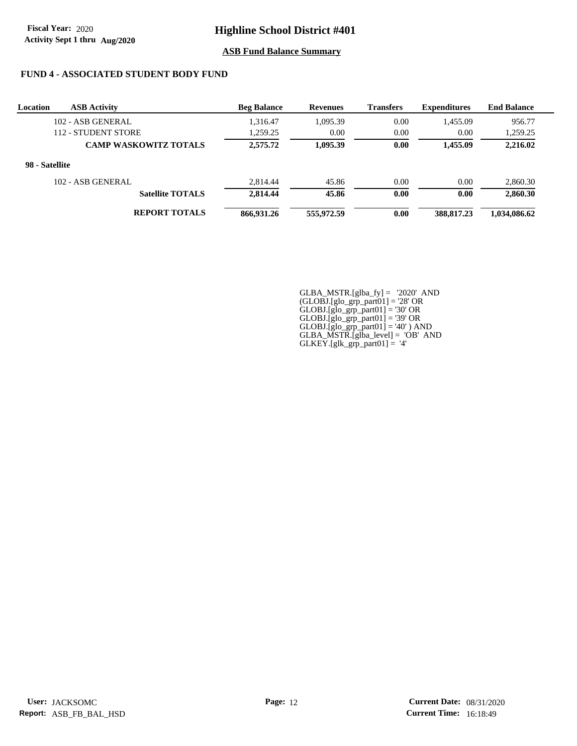**Fiscal Year:** 2020
**Activity Sept 1 thru Aug/2020**

# Highline School District #401

## ASB Fund Balance Summary

### FUND 4 - ASSOCIATED STUDENT BODY FUND

| Location | ASB Activity | Beg Balance | Revenues | Transfers | Expenditures | End Balance |
|---|---|---|---|---|---|---|
| | 102 - ASB GENERAL | 1,316.47 | 1,095.39 | 0.00 | 1,455.09 | 956.77 |
| | 112 - STUDENT STORE | 1,259.25 | 0.00 | 0.00 | 0.00 | 1,259.25 |
| | **CAMP WASKOWITZ TOTALS** | **2,575.72** | **1,095.39** | **0.00** | **1,455.09** | **2,216.02** |
| **98 - Satellite** | | | | | | |
| | 102 - ASB GENERAL | 2,814.44 | 45.86 | 0.00 | 0.00 | 2,860.30 |
| | **Satellite TOTALS** | **2,814.44** | **45.86** | **0.00** | **0.00** | **2,860.30** |
| | **REPORT TOTALS** | **866,931.26** | **555,972.59** | **0.00** | **388,817.23** | **1,034,086.62** |

GLBA_MSTR.[glba_fy] = '2020' AND
(GLOBJ.[glo_grp_part01] = '28' OR
GLOBJ.[glo_grp_part01] = '30' OR
GLOBJ.[glo_grp_part01] = '39' OR
GLOBJ.[glo_grp_part01] = '40' ) AND
GLBA_MSTR.[glba_level] = 'OB' AND
GLKEY.[glk_grp_part01] = '4'

**User:** JACKSOMC
**Report:** ASB_FB_BAL_HSD
**Current Date:** 08/31/2020
**Current Time:** 16:18:49